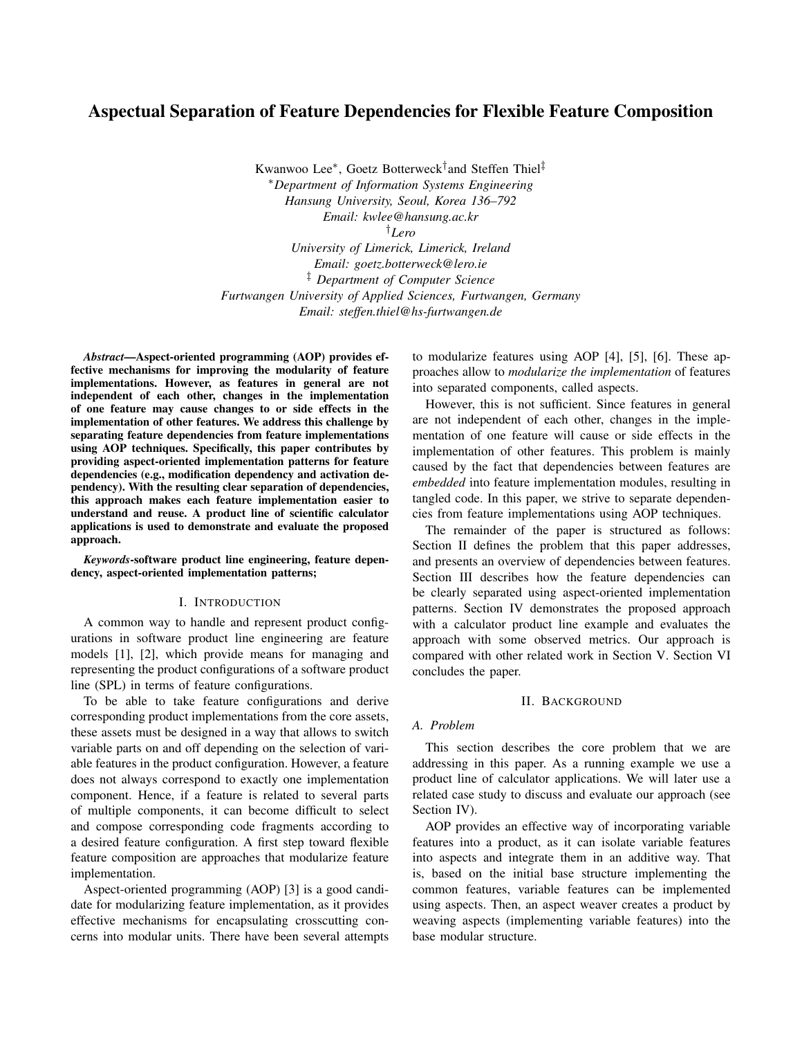# Aspectual Separation of Feature Dependencies for Flexible Feature Composition

Kwanwoo Lee[*], Goetz Botterweck[†] and Steffen Thiel[‡]

[*]*Department of Information Systems Engineering*
*Hansung University, Seoul, Korea 136–792*
*Email: kwlee@hansung.ac.kr*

[†]*Lero*
*University of Limerick, Limerick, Ireland*
*Email: goetz.botterweck@lero.ie*

[‡] *Department of Computer Science*
*Furtwangen University of Applied Sciences, Furtwangen, Germany*
*Email: steffen.thiel@hs-furtwangen.de*

***Abstract*—Aspect-oriented programming (AOP) provides effective mechanisms for improving the modularity of feature implementations. However, as features in general are not independent of each other, changes in the implementation of one feature may cause changes to or side effects in the implementation of other features. We address this challenge by separating feature dependencies from feature implementations using AOP techniques. Specifically, this paper contributes by providing aspect-oriented implementation patterns for feature dependencies (e.g., modification dependency and activation dependency). With the resulting clear separation of dependencies, this approach makes each feature implementation easier to understand and reuse. A product line of scientific calculator applications is used to demonstrate and evaluate the proposed approach.**

***Keywords*-software product line engineering, feature dependency, aspect-oriented implementation patterns;**

## I. Introduction

A common way to handle and represent product configurations in software product line engineering are feature models [1], [2], which provide means for managing and representing the product configurations of a software product line (SPL) in terms of feature configurations.

To be able to take feature configurations and derive corresponding product implementations from the core assets, these assets must be designed in a way that allows to switch variable parts on and off depending on the selection of variable features in the product configuration. However, a feature does not always correspond to exactly one implementation component. Hence, if a feature is related to several parts of multiple components, it can become difficult to select and compose corresponding code fragments according to a desired feature configuration. A first step toward flexible feature composition are approaches that modularize feature implementation.

Aspect-oriented programming (AOP) [3] is a good candidate for modularizing feature implementation, as it provides effective mechanisms for encapsulating crosscutting concerns into modular units. There have been several attempts to modularize features using AOP [4], [5], [6]. These approaches allow to *modularize the implementation* of features into separated components, called aspects.

However, this is not sufficient. Since features in general are not independent of each other, changes in the implementation of one feature will cause or side effects in the implementation of other features. This problem is mainly caused by the fact that dependencies between features are *embedded* into feature implementation modules, resulting in tangled code. In this paper, we strive to separate dependencies from feature implementations using AOP techniques.

The remainder of the paper is structured as follows: Section II defines the problem that this paper addresses, and presents an overview of dependencies between features. Section III describes how the feature dependencies can be clearly separated using aspect-oriented implementation patterns. Section IV demonstrates the proposed approach with a calculator product line example and evaluates the approach with some observed metrics. Our approach is compared with other related work in Section V. Section VI concludes the paper.

## II. Background

### A. Problem

This section describes the core problem that we are addressing in this paper. As a running example we use a product line of calculator applications. We will later use a related case study to discuss and evaluate our approach (see Section IV).

AOP provides an effective way of incorporating variable features into a product, as it can isolate variable features into aspects and integrate them in an additive way. That is, based on the initial base structure implementing the common features, variable features can be implemented using aspects. Then, an aspect weaver creates a product by weaving aspects (implementing variable features) into the base modular structure.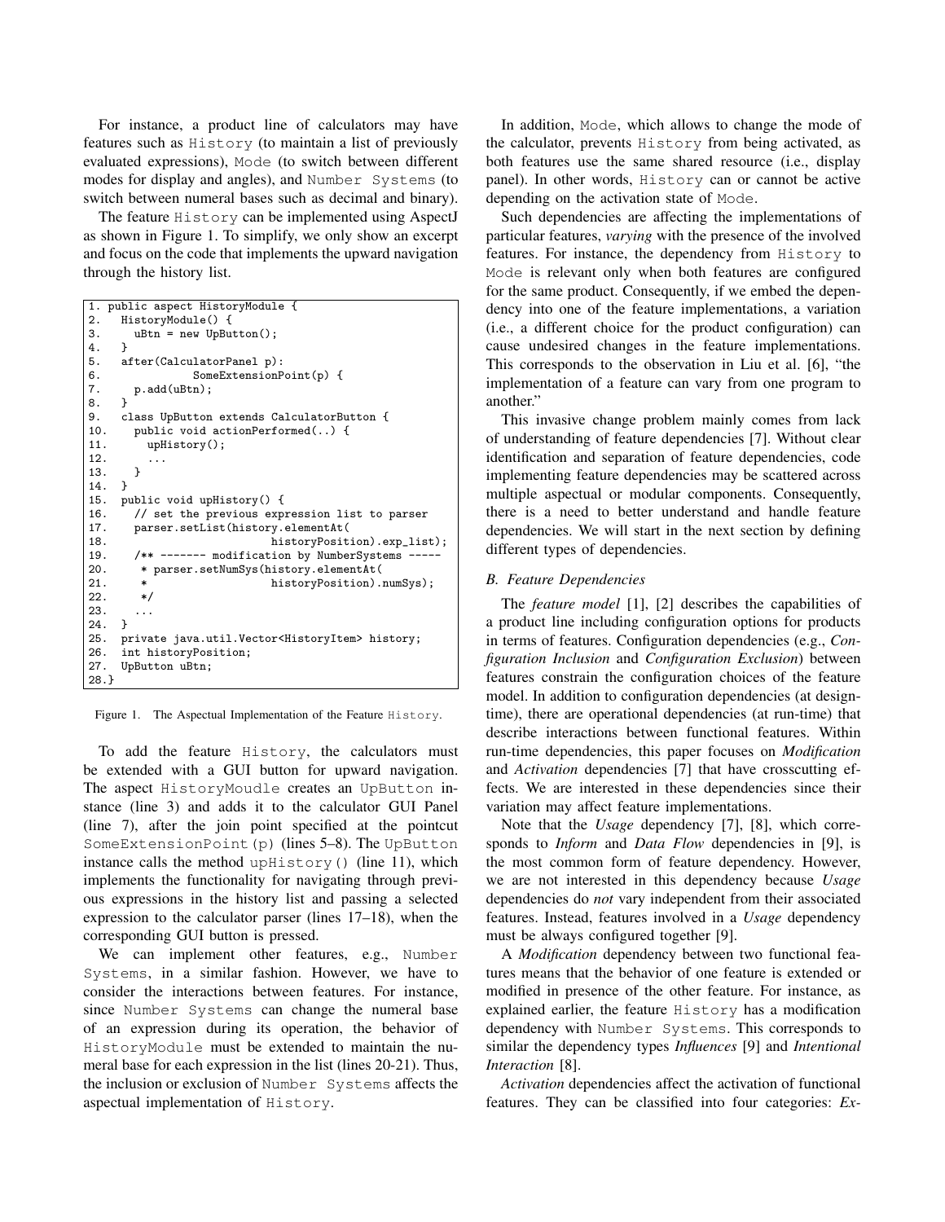For instance, a product line of calculators may have features such as `History` (to maintain a list of previously evaluated expressions), `Mode` (to switch between different modes for display and angles), and `Number Systems` (to switch between numeral bases such as decimal and binary).

The feature `History` can be implemented using AspectJ as shown in Figure 1. To simplify, we only show an excerpt and focus on the code that implements the upward navigation through the history list.

```
1. public aspect HistoryModule {
2.   HistoryModule() {
3.     uBtn = new UpButton();
4.   }
5.   after(CalculatorPanel p):
6.              SomeExtensionPoint(p) {
7.     p.add(uBtn);
8.   }
9.   class UpButton extends CalculatorButton {
10.    public void actionPerformed(..) {
11.      upHistory();
12.      ...
13.    }
14.  }
15.  public void upHistory() {
16.    // set the previous expression list to parser
17.    parser.setList(history.elementAt(
18.                       historyPosition).exp_list);
19.    /** ------- modification by NumberSystems -----
20.     * parser.setNumSys(history.elementAt(
21.     *                 historyPosition).numSys);
22.     */
23.    ...
24.  }
25.  private java.util.Vector<HistoryItem> history;
26.  int historyPosition;
27.  UpButton uBtn;
28.}
```

Figure 1. The Aspectual Implementation of the Feature `History`.

To add the feature `History`, the calculators must be extended with a GUI button for upward navigation. The aspect `HistoryMoudle` creates an `UpButton` instance (line 3) and adds it to the calculator GUI Panel (line 7), after the join point specified at the pointcut `SomeExtensionPoint(p)` (lines 5–8). The `UpButton` instance calls the method `upHistory()` (line 11), which implements the functionality for navigating through previous expressions in the history list and passing a selected expression to the calculator parser (lines 17–18), when the corresponding GUI button is pressed.

We can implement other features, e.g., `Number Systems`, in a similar fashion. However, we have to consider the interactions between features. For instance, since `Number Systems` can change the numeral base of an expression during its operation, the behavior of `HistoryModule` must be extended to maintain the numeral base for each expression in the list (lines 20-21). Thus, the inclusion or exclusion of `Number Systems` affects the aspectual implementation of `History`.

In addition, `Mode`, which allows to change the mode of the calculator, prevents `History` from being activated, as both features use the same shared resource (i.e., display panel). In other words, `History` can or cannot be active depending on the activation state of `Mode`.

Such dependencies are affecting the implementations of particular features, *varying* with the presence of the involved features. For instance, the dependency from `History` to `Mode` is relevant only when both features are configured for the same product. Consequently, if we embed the dependency into one of the feature implementations, a variation (i.e., a different choice for the product configuration) can cause undesired changes in the feature implementations. This corresponds to the observation in Liu et al. [6], "the implementation of a feature can vary from one program to another."

This invasive change problem mainly comes from lack of understanding of feature dependencies [7]. Without clear identification and separation of feature dependencies, code implementing feature dependencies may be scattered across multiple aspectual or modular components. Consequently, there is a need to better understand and handle feature dependencies. We will start in the next section by defining different types of dependencies.

### B. Feature Dependencies

The *feature model* [1], [2] describes the capabilities of a product line including configuration options for products in terms of features. Configuration dependencies (e.g., *Configuration Inclusion* and *Configuration Exclusion*) between features constrain the configuration choices of the feature model. In addition to configuration dependencies (at design-time), there are operational dependencies (at run-time) that describe interactions between functional features. Within run-time dependencies, this paper focuses on *Modification* and *Activation* dependencies [7] that have crosscutting effects. We are interested in these dependencies since their variation may affect feature implementations.

Note that the *Usage* dependency [7], [8], which corresponds to *Inform* and *Data Flow* dependencies in [9], is the most common form of feature dependency. However, we are not interested in this dependency because *Usage* dependencies do *not* vary independent from their associated features. Instead, features involved in a *Usage* dependency must be always configured together [9].

A *Modification* dependency between two functional features means that the behavior of one feature is extended or modified in presence of the other feature. For instance, as explained earlier, the feature `History` has a modification dependency with `Number Systems`. This corresponds to similar the dependency types *Influences* [9] and *Intentional Interaction* [8].

*Activation* dependencies affect the activation of functional features. They can be classified into four categories: *Ex-*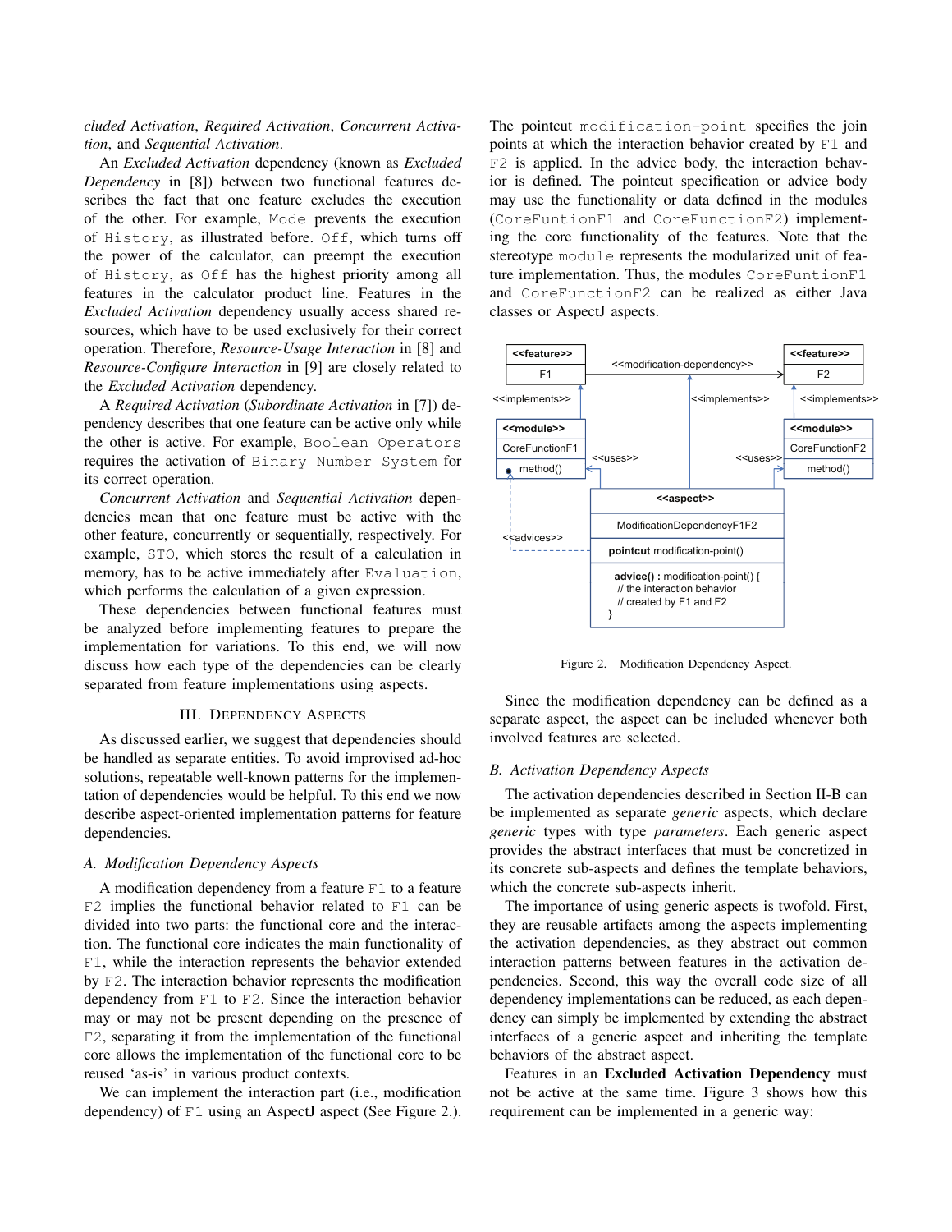*cluded Activation*, *Required Activation*, *Concurrent Activation*, and *Sequential Activation*.

An *Excluded Activation* dependency (known as *Excluded Dependency* in [8]) between two functional features describes the fact that one feature excludes the execution of the other. For example, Mode prevents the execution of History, as illustrated before. Off, which turns off the power of the calculator, can preempt the execution of History, as Off has the highest priority among all features in the calculator product line. Features in the *Excluded Activation* dependency usually access shared resources, which have to be used exclusively for their correct operation. Therefore, *Resource-Usage Interaction* in [8] and *Resource-Configure Interaction* in [9] are closely related to the *Excluded Activation* dependency.

A *Required Activation* (*Subordinate Activation* in [7]) dependency describes that one feature can be active only while the other is active. For example, Boolean Operators requires the activation of Binary Number System for its correct operation.

*Concurrent Activation* and *Sequential Activation* dependencies mean that one feature must be active with the other feature, concurrently or sequentially, respectively. For example, STO, which stores the result of a calculation in memory, has to be active immediately after Evaluation, which performs the calculation of a given expression.

These dependencies between functional features must be analyzed before implementing features to prepare the implementation for variations. To this end, we will now discuss how each type of the dependencies can be clearly separated from feature implementations using aspects.

## III. Dependency Aspects

As discussed earlier, we suggest that dependencies should be handled as separate entities. To avoid improvised ad-hoc solutions, repeatable well-known patterns for the implementation of dependencies would be helpful. To this end we now describe aspect-oriented implementation patterns for feature dependencies.

### A. Modification Dependency Aspects

A modification dependency from a feature F1 to a feature F2 implies the functional behavior related to F1 can be divided into two parts: the functional core and the interaction. The functional core indicates the main functionality of F1, while the interaction represents the behavior extended by F2. The interaction behavior represents the modification dependency from F1 to F2. Since the interaction behavior may or may not be present depending on the presence of F2, separating it from the implementation of the functional core allows the implementation of the functional core to be reused 'as-is' in various product contexts.

We can implement the interaction part (i.e., modification dependency) of F1 using an AspectJ aspect (See Figure 2.). The pointcut modification-point specifies the join points at which the interaction behavior created by F1 and F2 is applied. In the advice body, the interaction behavior is defined. The pointcut specification or advice body may use the functionality or data defined in the modules (CoreFuntionF1 and CoreFunctionF2) implementing the core functionality of the features. Note that the stereotype module represents the modularized unit of feature implementation. Thus, the modules CoreFuntionF1 and CoreFunctionF2 can be realized as either Java classes or AspectJ aspects.

Figure 2. Modification Dependency Aspect.

Since the modification dependency can be defined as a separate aspect, the aspect can be included whenever both involved features are selected.

### B. Activation Dependency Aspects

The activation dependencies described in Section II-B can be implemented as separate *generic* aspects, which declare *generic* types with type *parameters*. Each generic aspect provides the abstract interfaces that must be concretized in its concrete sub-aspects and defines the template behaviors, which the concrete sub-aspects inherit.

The importance of using generic aspects is twofold. First, they are reusable artifacts among the aspects implementing the activation dependencies, as they abstract out common interaction patterns between features in the activation dependencies. Second, this way the overall code size of all dependency implementations can be reduced, as each dependency can simply be implemented by extending the abstract interfaces of a generic aspect and inheriting the template behaviors of the abstract aspect.

Features in an **Excluded Activation Dependency** must not be active at the same time. Figure 3 shows how this requirement can be implemented in a generic way: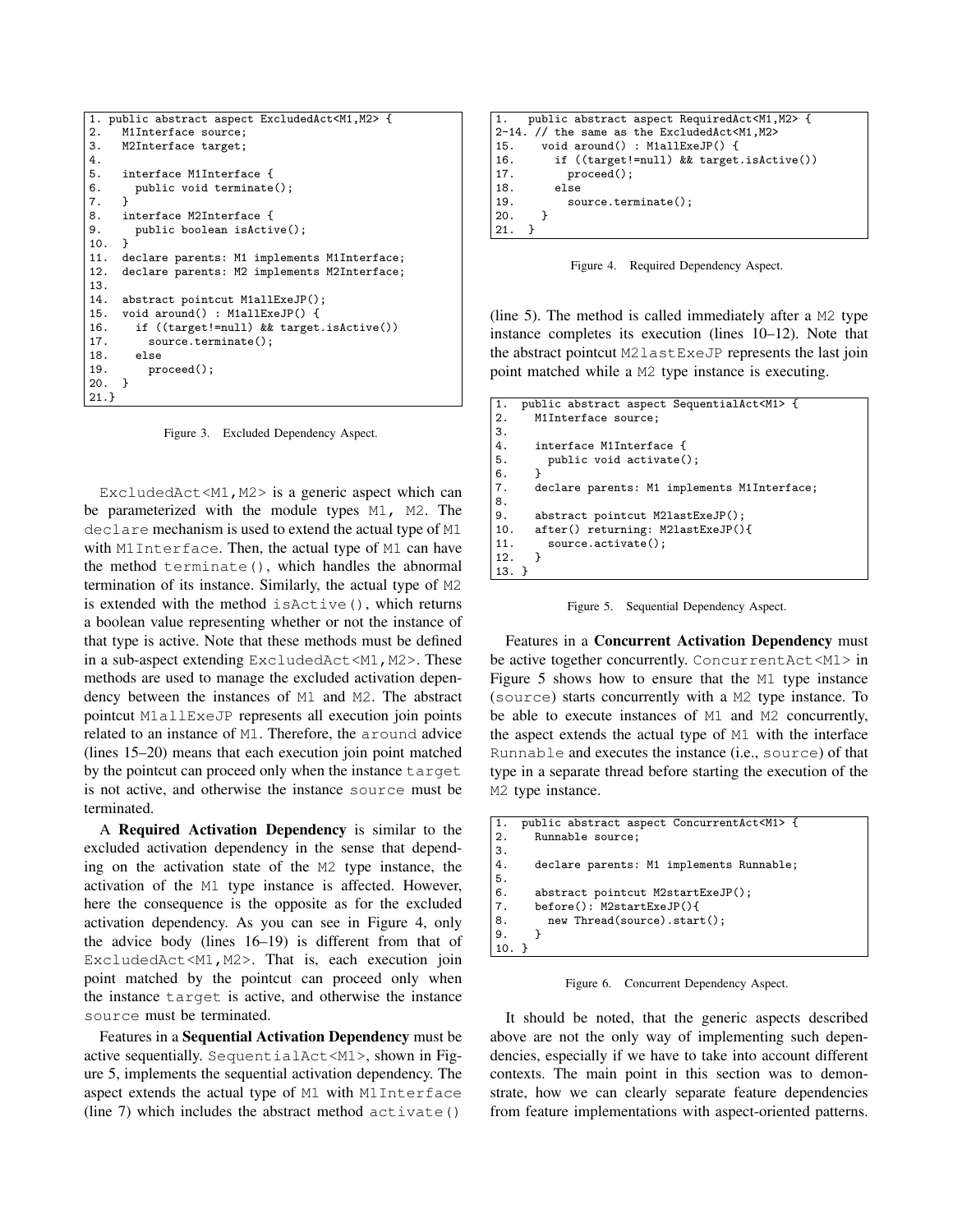```
1. public abstract aspect ExcludedAct<M1,M2> {
2.   M1Interface source;
3.   M2Interface target;
4.
5.   interface M1Interface {
6.     public void terminate();
7.   }
8.   interface M2Interface {
9.     public boolean isActive();
10.  }
11.  declare parents: M1 implements M1Interface;
12.  declare parents: M2 implements M2Interface;
13.
14.  abstract pointcut M1allExeJP();
15.  void around() : M1allExeJP() {
16.    if ((target!=null) && target.isActive())
17.      source.terminate();
18.    else
19.      proceed();
20.  }
21.}
```

Figure 3. Excluded Dependency Aspect.

ExcludedAct<M1,M2> is a generic aspect which can be parameterized with the module types M1, M2. The declare mechanism is used to extend the actual type of M1 with M1Interface. Then, the actual type of M1 can have the method terminate(), which handles the abnormal termination of its instance. Similarly, the actual type of M2 is extended with the method isActive(), which returns a boolean value representing whether or not the instance of that type is active. Note that these methods must be defined in a sub-aspect extending ExcludedAct<M1,M2>. These methods are used to manage the excluded activation dependency between the instances of M1 and M2. The abstract pointcut M1allExeJP represents all execution join points related to an instance of M1. Therefore, the around advice (lines 15–20) means that each execution join point matched by the pointcut can proceed only when the instance target is not active, and otherwise the instance source must be terminated.

A **Required Activation Dependency** is similar to the excluded activation dependency in the sense that depending on the activation state of the M2 type instance, the activation of the M1 type instance is affected. However, here the consequence is the opposite as for the excluded activation dependency. As you can see in Figure 4, only the advice body (lines 16–19) is different from that of ExcludedAct<M1,M2>. That is, each execution join point matched by the pointcut can proceed only when the instance target is active, and otherwise the instance source must be terminated.

Features in a **Sequential Activation Dependency** must be active sequentially. SequentialAct<M1>, shown in Figure 5, implements the sequential activation dependency. The aspect extends the actual type of M1 with M1Interface (line 7) which includes the abstract method activate()

```
1.   public abstract aspect RequiredAct<M1,M2> {
2-14. // the same as the ExcludedAct<M1,M2>
15.    void around() : M1allExeJP() {
16.      if ((target!=null) && target.isActive())
17.        proceed();
18.      else
19.        source.terminate();
20.    }
21.  }
```

Figure 4. Required Dependency Aspect.

(line 5). The method is called immediately after a M2 type instance completes its execution (lines 10–12). Note that the abstract pointcut M2lastExeJP represents the last join point matched while a M2 type instance is executing.

```
1.  public abstract aspect SequentialAct<M1> {
2.    M1Interface source;
3.
4.    interface M1Interface {
5.      public void activate();
6.    }
7.    declare parents: M1 implements M1Interface;
8.
9.    abstract pointcut M2lastExeJP();
10.   after() returning: M2lastExeJP(){
11.     source.activate();
12.   }
13. }
```

Figure 5. Sequential Dependency Aspect.

Features in a **Concurrent Activation Dependency** must be active together concurrently. ConcurrentAct<M1> in Figure 5 shows how to ensure that the M1 type instance (source) starts concurrently with a M2 type instance. To be able to execute instances of M1 and M2 concurrently, the aspect extends the actual type of M1 with the interface Runnable and executes the instance (i.e., source) of that type in a separate thread before starting the execution of the M2 type instance.

```
1.  public abstract aspect ConcurrentAct<M1> {
2.    Runnable source;
3.
4.    declare parents: M1 implements Runnable;
5.
6.    abstract pointcut M2startExeJP();
7.    before(): M2startExeJP(){
8.      new Thread(source).start();
9.    }
10. }
```

Figure 6. Concurrent Dependency Aspect.

It should be noted, that the generic aspects described above are not the only way of implementing such dependencies, especially if we have to take into account different contexts. The main point in this section was to demonstrate, how we can clearly separate feature dependencies from feature implementations with aspect-oriented patterns.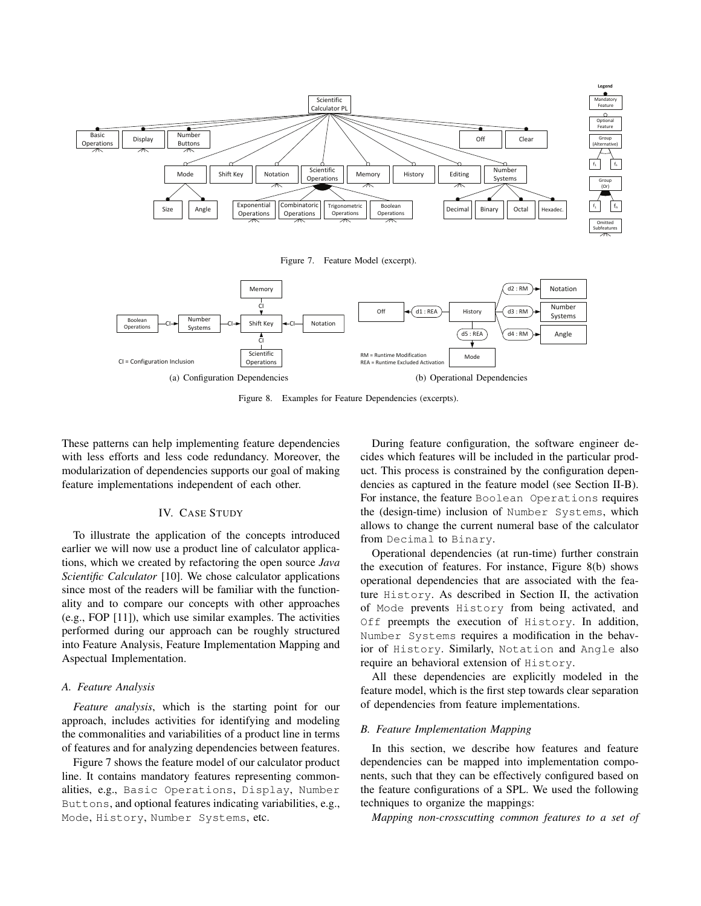Figure 7. Feature Model (excerpt).

(a) Configuration Dependencies

(b) Operational Dependencies

Figure 8. Examples for Feature Dependencies (excerpts).

These patterns can help implementing feature dependencies with less efforts and less code redundancy. Moreover, the modularization of dependencies supports our goal of making feature implementations independent of each other.

## IV. Case Study

To illustrate the application of the concepts introduced earlier we will now use a product line of calculator applications, which we created by refactoring the open source *Java Scientific Calculator* [10]. We chose calculator applications since most of the readers will be familiar with the functionality and to compare our concepts with other approaches (e.g., FOP [11]), which use similar examples. The activities performed during our approach can be roughly structured into Feature Analysis, Feature Implementation Mapping and Aspectual Implementation.

### *A. Feature Analysis*

*Feature analysis*, which is the starting point for our approach, includes activities for identifying and modeling the commonalities and variabilities of a product line in terms of features and for analyzing dependencies between features.

Figure 7 shows the feature model of our calculator product line. It contains mandatory features representing commonalities, e.g., `Basic Operations`, `Display`, `Number Buttons`, and optional features indicating variabilities, e.g., `Mode`, `History`, `Number Systems`, etc.

During feature configuration, the software engineer decides which features will be included in the particular product. This process is constrained by the configuration dependencies as captured in the feature model (see Section II-B). For instance, the feature `Boolean Operations` requires the (design-time) inclusion of `Number Systems`, which allows to change the current numeral base of the calculator from `Decimal` to `Binary`.

Operational dependencies (at run-time) further constrain the execution of features. For instance, Figure 8(b) shows operational dependencies that are associated with the feature `History`. As described in Section II, the activation of `Mode` prevents `History` from being activated, and `Off` preempts the execution of `History`. In addition, `Number Systems` requires a modification in the behavior of `History`. Similarly, `Notation` and `Angle` also require an behavioral extension of `History`.

All these dependencies are explicitly modeled in the feature model, which is the first step towards clear separation of dependencies from feature implementations.

### *B. Feature Implementation Mapping*

In this section, we describe how features and feature dependencies can be mapped into implementation components, such that they can be effectively configured based on the feature configurations of a SPL. We used the following techniques to organize the mappings:

*Mapping non-crosscutting common features to a set of*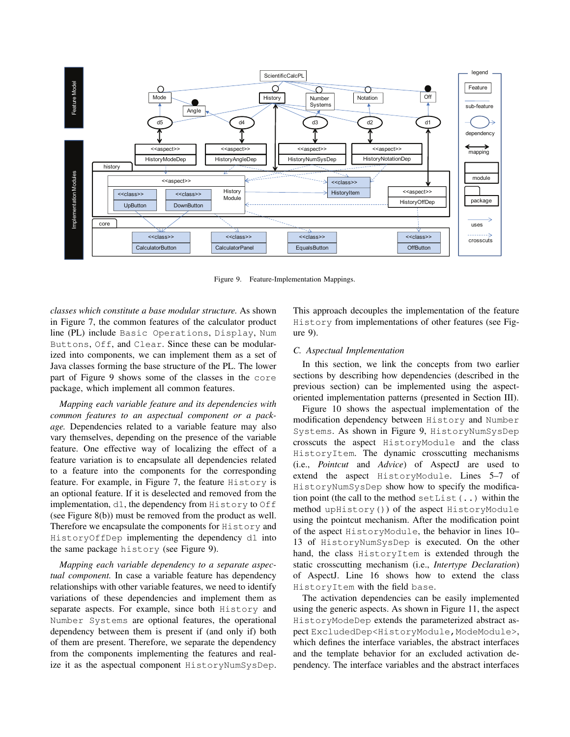Figure 9. Feature-Implementation Mappings.

*classes which constitute a base modular structure.* As shown in Figure 7, the common features of the calculator product line (PL) include `Basic Operations`, `Display`, `Num Buttons`, `Off`, and `Clear`. Since these can be modularized into components, we can implement them as a set of Java classes forming the base structure of the PL. The lower part of Figure 9 shows some of the classes in the `core` package, which implement all common features.

*Mapping each variable feature and its dependencies with common features to an aspectual component or a package.* Dependencies related to a variable feature may also vary themselves, depending on the presence of the variable feature. One effective way of localizing the effect of a feature variation is to encapsulate all dependencies related to a feature into the corresponding feature. For example, in Figure 7, the feature `History` is an optional feature. If it is deselected and removed from the implementation, `d1`, the dependency from `History` to `Off` (see Figure 8(b)) must be removed from the product as well. Therefore we encapsulate the components for `History` and `HistoryOffDep` implementing the dependency `d1` into the same package `history` (see Figure 9).

*Mapping each variable dependency to a separate aspectual component.* In case a variable feature has dependency relationships with other variable features, we need to identify variations of these dependencies and implement them as separate aspects. For example, since both `History` and `Number Systems` are optional features, the operational dependency between them is present if (and only if) both of them are present. Therefore, we separate the dependency from the components implementing the features and realize it as the aspectual component `HistoryNumSysDep`. This approach decouples the implementation of the feature `History` from implementations of other features (see Figure 9).

### C. Aspectual Implementation

In this section, we link the concepts from two earlier sections by describing how dependencies (described in the previous section) can be implemented using the aspect-oriented implementation patterns (presented in Section III).

Figure 10 shows the aspectual implementation of the modification dependency between `History` and `Number Systems`. As shown in Figure 9, `HistoryNumSysDep` crosscuts the aspect `HistoryModule` and the class `HistoryItem`. The dynamic crosscutting mechanisms (i.e., *Pointcut* and *Advice*) of AspectJ are used to extend the aspect `HistoryModule`. Lines 5–7 of `HistoryNumSysDep` show how to specify the modification point (the call to the method `setList(..)` within the method `upHistory()`) of the aspect `HistoryModule` using the pointcut mechanism. After the modification point of the aspect `HistoryModule`, the behavior in lines 10–13 of `HistoryNumSysDep` is executed. On the other hand, the class `HistoryItem` is extended through the static crosscutting mechanism (i.e., *Intertype Declaration*) of AspectJ. Line 16 shows how to extend the class `HistoryItem` with the field `base`.

The activation dependencies can be easily implemented using the generic aspects. As shown in Figure 11, the aspect `HistoryModeDep` extends the parameterized abstract aspect `ExcludedDep<HistoryModule,ModeModule>`, which defines the interface variables, the abstract interfaces and the template behavior for an excluded activation dependency. The interface variables and the abstract interfaces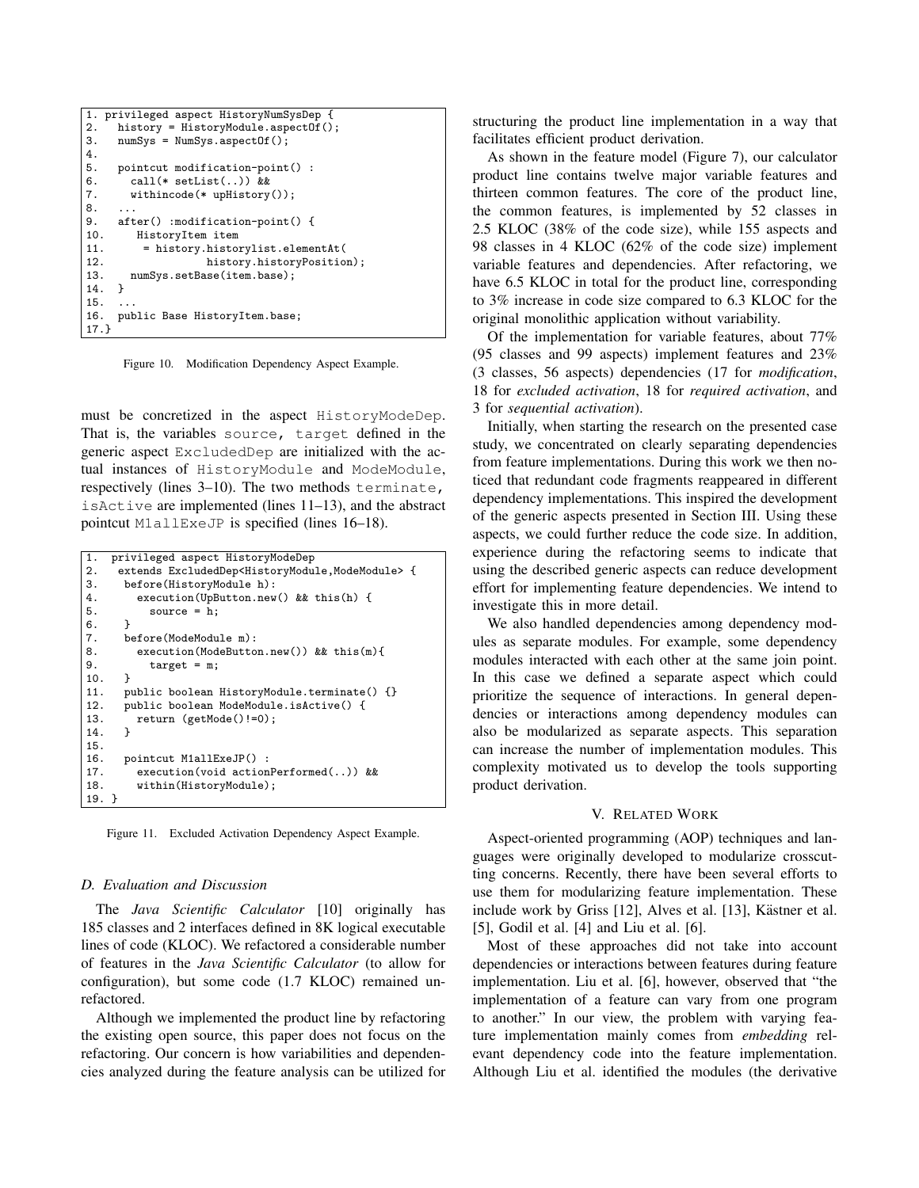```
1. privileged aspect HistoryNumSysDep {
2.   history = HistoryModule.aspectOf();
3.   numSys = NumSys.aspectOf();
4.
5.   pointcut modification-point() :
6.     call(* setList(..)) &&
7.     withincode(* upHistory());
8.   ...
9.   after() :modification-point() {
10.     HistoryItem item
11.      = history.historylist.elementAt(
12.              history.historyPosition);
13.   numSys.setBase(item.base);
14.  }
15.  ...
16.  public Base HistoryItem.base;
17.}
```

Figure 10. Modification Dependency Aspect Example.

must be concretized in the aspect HistoryModeDep. That is, the variables source, target defined in the generic aspect ExcludedDep are initialized with the actual instances of HistoryModule and ModeModule, respectively (lines 3–10). The two methods terminate, isActive are implemented (lines 11–13), and the abstract pointcut M1allExeJP is specified (lines 16–18).

```
1.  privileged aspect HistoryModeDep
2.   extends ExcludedDep<HistoryModule,ModeModule> {
3.    before(HistoryModule h):
4.      execution(UpButton.new() && this(h) {
5.        source = h;
6.    }
7.    before(ModeModule m):
8.      execution(ModeButton.new()) && this(m){
9.        target = m;
10.   }
11.   public boolean HistoryModule.terminate() {}
12.   public boolean ModeModule.isActive() {
13.     return (getMode()!=0);
14.   }
15.
16.   pointcut M1allExeJP() :
17.     execution(void actionPerformed(..)) &&
18.     within(HistoryModule);
19. }
```

Figure 11. Excluded Activation Dependency Aspect Example.

### D. Evaluation and Discussion

The *Java Scientific Calculator* [10] originally has 185 classes and 2 interfaces defined in 8K logical executable lines of code (KLOC). We refactored a considerable number of features in the *Java Scientific Calculator* (to allow for configuration), but some code (1.7 KLOC) remained unrefactored.

Although we implemented the product line by refactoring the existing open source, this paper does not focus on the refactoring. Our concern is how variabilities and dependencies analyzed during the feature analysis can be utilized for structuring the product line implementation in a way that facilitates efficient product derivation.

As shown in the feature model (Figure 7), our calculator product line contains twelve major variable features and thirteen common features. The core of the product line, the common features, is implemented by 52 classes in 2.5 KLOC (38% of the code size), while 155 aspects and 98 classes in 4 KLOC (62% of the code size) implement variable features and dependencies. After refactoring, we have 6.5 KLOC in total for the product line, corresponding to 3% increase in code size compared to 6.3 KLOC for the original monolithic application without variability.

Of the implementation for variable features, about 77% (95 classes and 99 aspects) implement features and 23% (3 classes, 56 aspects) dependencies (17 for *modification*, 18 for *excluded activation*, 18 for *required activation*, and 3 for *sequential activation*).

Initially, when starting the research on the presented case study, we concentrated on clearly separating dependencies from feature implementations. During this work we then noticed that redundant code fragments reappeared in different dependency implementations. This inspired the development of the generic aspects presented in Section III. Using these aspects, we could further reduce the code size. In addition, experience during the refactoring seems to indicate that using the described generic aspects can reduce development effort for implementing feature dependencies. We intend to investigate this in more detail.

We also handled dependencies among dependency modules as separate modules. For example, some dependency modules interacted with each other at the same join point. In this case we defined a separate aspect which could prioritize the sequence of interactions. In general dependencies or interactions among dependency modules can also be modularized as separate aspects. This separation can increase the number of implementation modules. This complexity motivated us to develop the tools supporting product derivation.

## V. Related Work

Aspect-oriented programming (AOP) techniques and languages were originally developed to modularize crosscutting concerns. Recently, there have been several efforts to use them for modularizing feature implementation. These include work by Griss [12], Alves et al. [13], Kästner et al. [5], Godil et al. [4] and Liu et al. [6].

Most of these approaches did not take into account dependencies or interactions between features during feature implementation. Liu et al. [6], however, observed that "the implementation of a feature can vary from one program to another." In our view, the problem with varying feature implementation mainly comes from *embedding* relevant dependency code into the feature implementation. Although Liu et al. identified the modules (the derivative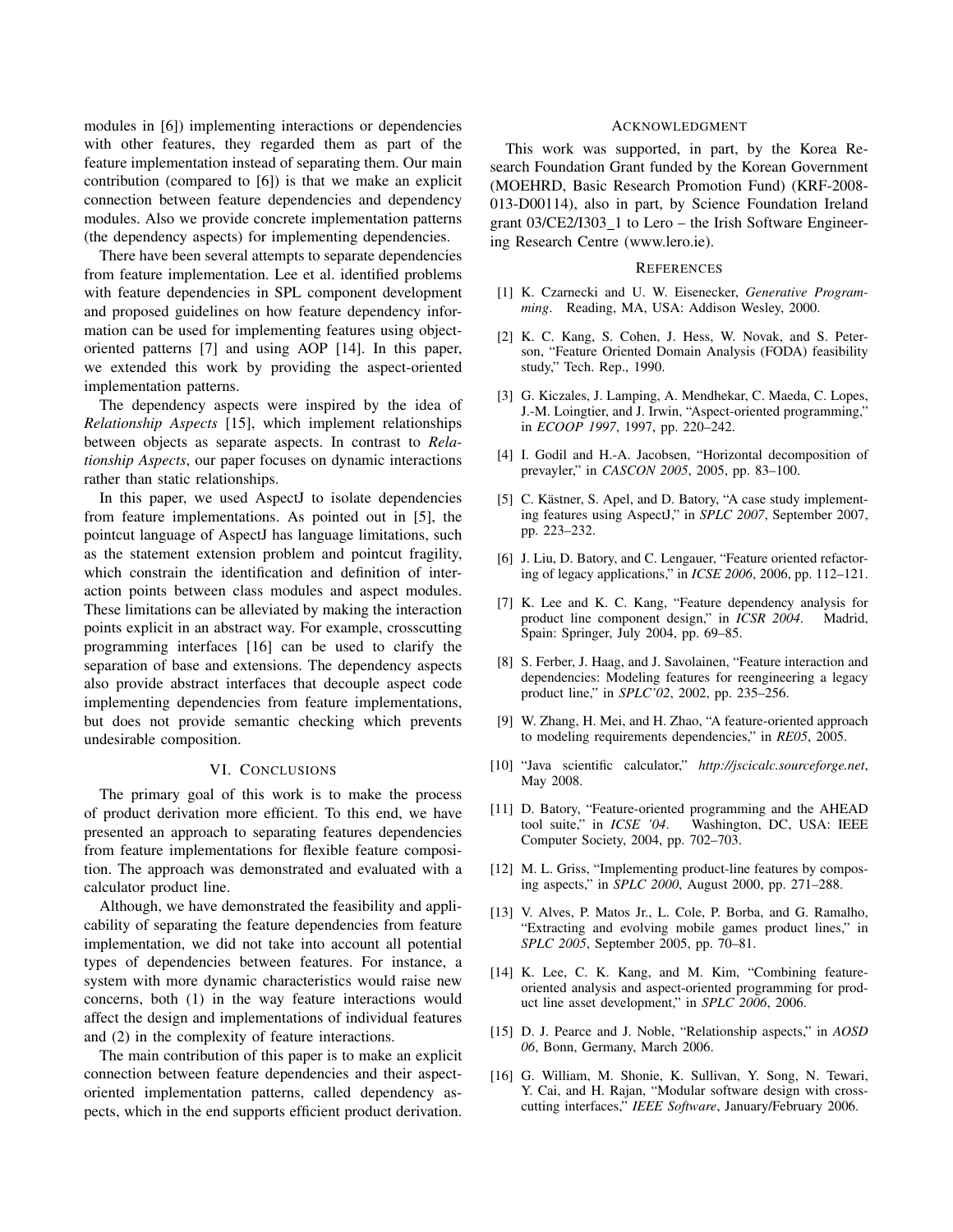modules in [6]) implementing interactions or dependencies with other features, they regarded them as part of the feature implementation instead of separating them. Our main contribution (compared to [6]) is that we make an explicit connection between feature dependencies and dependency modules. Also we provide concrete implementation patterns (the dependency aspects) for implementing dependencies.

There have been several attempts to separate dependencies from feature implementation. Lee et al. identified problems with feature dependencies in SPL component development and proposed guidelines on how feature dependency information can be used for implementing features using object-oriented patterns [7] and using AOP [14]. In this paper, we extended this work by providing the aspect-oriented implementation patterns.

The dependency aspects were inspired by the idea of *Relationship Aspects* [15], which implement relationships between objects as separate aspects. In contrast to *Relationship Aspects*, our paper focuses on dynamic interactions rather than static relationships.

In this paper, we used AspectJ to isolate dependencies from feature implementations. As pointed out in [5], the pointcut language of AspectJ has language limitations, such as the statement extension problem and pointcut fragility, which constrain the identification and definition of interaction points between class modules and aspect modules. These limitations can be alleviated by making the interaction points explicit in an abstract way. For example, crosscutting programming interfaces [16] can be used to clarify the separation of base and extensions. The dependency aspects also provide abstract interfaces that decouple aspect code implementing dependencies from feature implementations, but does not provide semantic checking which prevents undesirable composition.

## VI. Conclusions

The primary goal of this work is to make the process of product derivation more efficient. To this end, we have presented an approach to separating features dependencies from feature implementations for flexible feature composition. The approach was demonstrated and evaluated with a calculator product line.

Although, we have demonstrated the feasibility and applicability of separating the feature dependencies from feature implementation, we did not take into account all potential types of dependencies between features. For instance, a system with more dynamic characteristics would raise new concerns, both (1) in the way feature interactions would affect the design and implementations of individual features and (2) in the complexity of feature interactions.

The main contribution of this paper is to make an explicit connection between feature dependencies and their aspect-oriented implementation patterns, called dependency aspects, which in the end supports efficient product derivation.

## Acknowledgment

This work was supported, in part, by the Korea Research Foundation Grant funded by the Korean Government (MOEHRD, Basic Research Promotion Fund) (KRF-2008-013-D00114), also in part, by Science Foundation Ireland grant 03/CE2/I303_1 to Lero – the Irish Software Engineering Research Centre (www.lero.ie).

## References

[1] K. Czarnecki and U. W. Eisenecker, *Generative Programming*. Reading, MA, USA: Addison Wesley, 2000.

[2] K. C. Kang, S. Cohen, J. Hess, W. Novak, and S. Peterson, "Feature Oriented Domain Analysis (FODA) feasibility study," Tech. Rep., 1990.

[3] G. Kiczales, J. Lamping, A. Mendhekar, C. Maeda, C. Lopes, J.-M. Loingtier, and J. Irwin, "Aspect-oriented programming," in *ECOOP 1997*, 1997, pp. 220–242.

[4] I. Godil and H.-A. Jacobsen, "Horizontal decomposition of prevayler," in *CASCON 2005*, 2005, pp. 83–100.

[5] C. Kästner, S. Apel, and D. Batory, "A case study implementing features using AspectJ," in *SPLC 2007*, September 2007, pp. 223–232.

[6] J. Liu, D. Batory, and C. Lengauer, "Feature oriented refactoring of legacy applications," in *ICSE 2006*, 2006, pp. 112–121.

[7] K. Lee and K. C. Kang, "Feature dependency analysis for product line component design," in *ICSR 2004*. Madrid, Spain: Springer, July 2004, pp. 69–85.

[8] S. Ferber, J. Haag, and J. Savolainen, "Feature interaction and dependencies: Modeling features for reengineering a legacy product line," in *SPLC'02*, 2002, pp. 235–256.

[9] W. Zhang, H. Mei, and H. Zhao, "A feature-oriented approach to modeling requirements dependencies," in *RE05*, 2005.

[10] "Java scientific calculator," *http://jscicalc.sourceforge.net*, May 2008.

[11] D. Batory, "Feature-oriented programming and the AHEAD tool suite," in *ICSE '04*. Washington, DC, USA: IEEE Computer Society, 2004, pp. 702–703.

[12] M. L. Griss, "Implementing product-line features by composing aspects," in *SPLC 2000*, August 2000, pp. 271–288.

[13] V. Alves, P. Matos Jr., L. Cole, P. Borba, and G. Ramalho, "Extracting and evolving mobile games product lines," in *SPLC 2005*, September 2005, pp. 70–81.

[14] K. Lee, C. K. Kang, and M. Kim, "Combining feature-oriented analysis and aspect-oriented programming for product line asset development," in *SPLC 2006*, 2006.

[15] D. J. Pearce and J. Noble, "Relationship aspects," in *AOSD 06*, Bonn, Germany, March 2006.

[16] G. William, M. Shonie, K. Sullivan, Y. Song, N. Tewari, Y. Cai, and H. Rajan, "Modular software design with crosscutting interfaces," *IEEE Software*, January/February 2006.